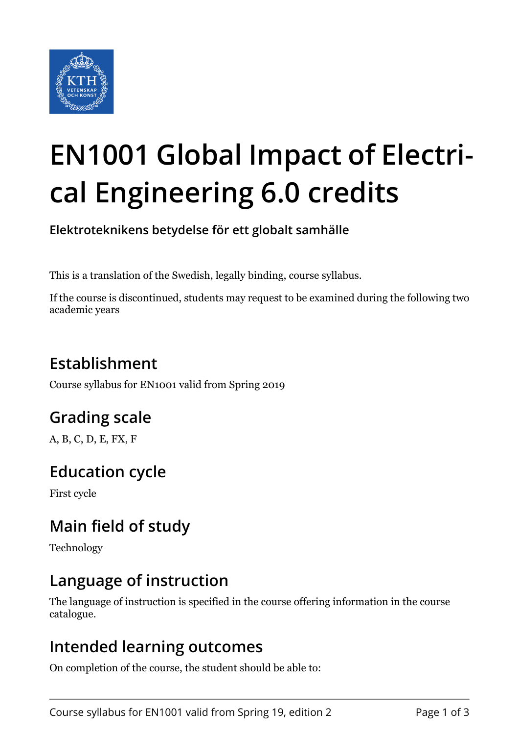# EN1001 Global Impact of Electrical Engineering 6.0 credits

**Elektroteknikens betydelse för ett globalt samhälle**

This is a translation of the Swedish, legally binding, course syllabus.

If the course is discontinued, students may request to be examined during the following two academic years

## Establishment

Course syllabus for EN1001 valid from Spring 2019

## Grading scale

A, B, C, D, E, FX, F

## Education cycle

First cycle

## Main field of study

Technology

## Language of instruction

The language of instruction is specified in the course offering information in the course catalogue.

## Intended learning outcomes

On completion of the course, the student should be able to: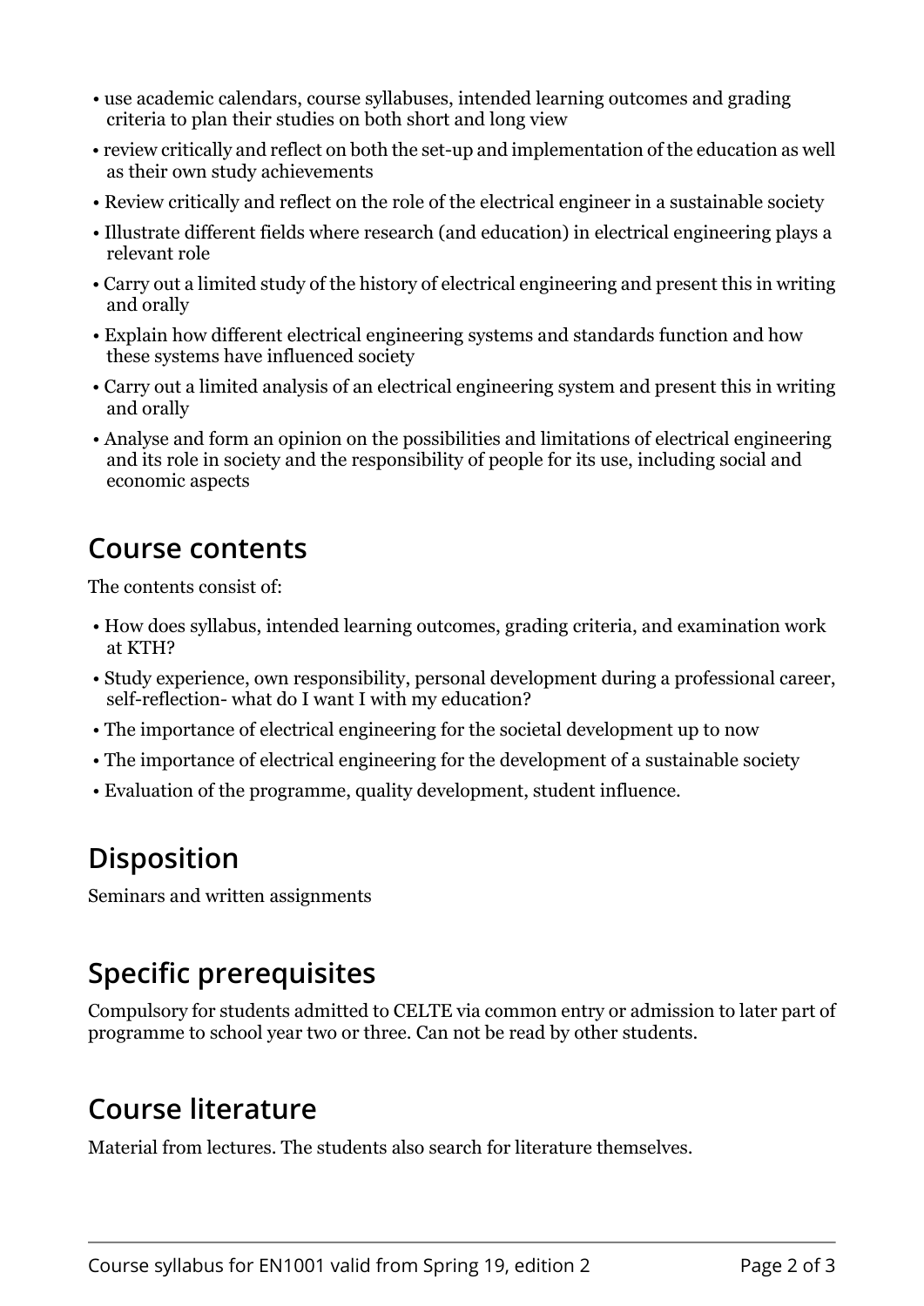- use academic calendars, course syllabuses, intended learning outcomes and grading criteria to plan their studies on both short and long view
- review critically and reflect on both the set-up and implementation of the education as well as their own study achievements
- Review critically and reflect on the role of the electrical engineer in a sustainable society
- Illustrate different fields where research (and education) in electrical engineering plays a relevant role
- Carry out a limited study of the history of electrical engineering and present this in writing and orally
- Explain how different electrical engineering systems and standards function and how these systems have influenced society
- Carry out a limited analysis of an electrical engineering system and present this in writing and orally
- Analyse and form an opinion on the possibilities and limitations of electrical engineering and its role in society and the responsibility of people for its use, including social and economic aspects

## Course contents

The contents consist of:

- How does syllabus, intended learning outcomes, grading criteria, and examination work at KTH?
- Study experience, own responsibility, personal development during a professional career, self-reflection- what do I want I with my education?
- The importance of electrical engineering for the societal development up to now
- The importance of electrical engineering for the development of a sustainable society
- Evaluation of the programme, quality development, student influence.

## Disposition

Seminars and written assignments

## Specific prerequisites

Compulsory for students admitted to CELTE via common entry or admission to later part of programme to school year two or three. Can not be read by other students.

## Course literature

Material from lectures. The students also search for literature themselves.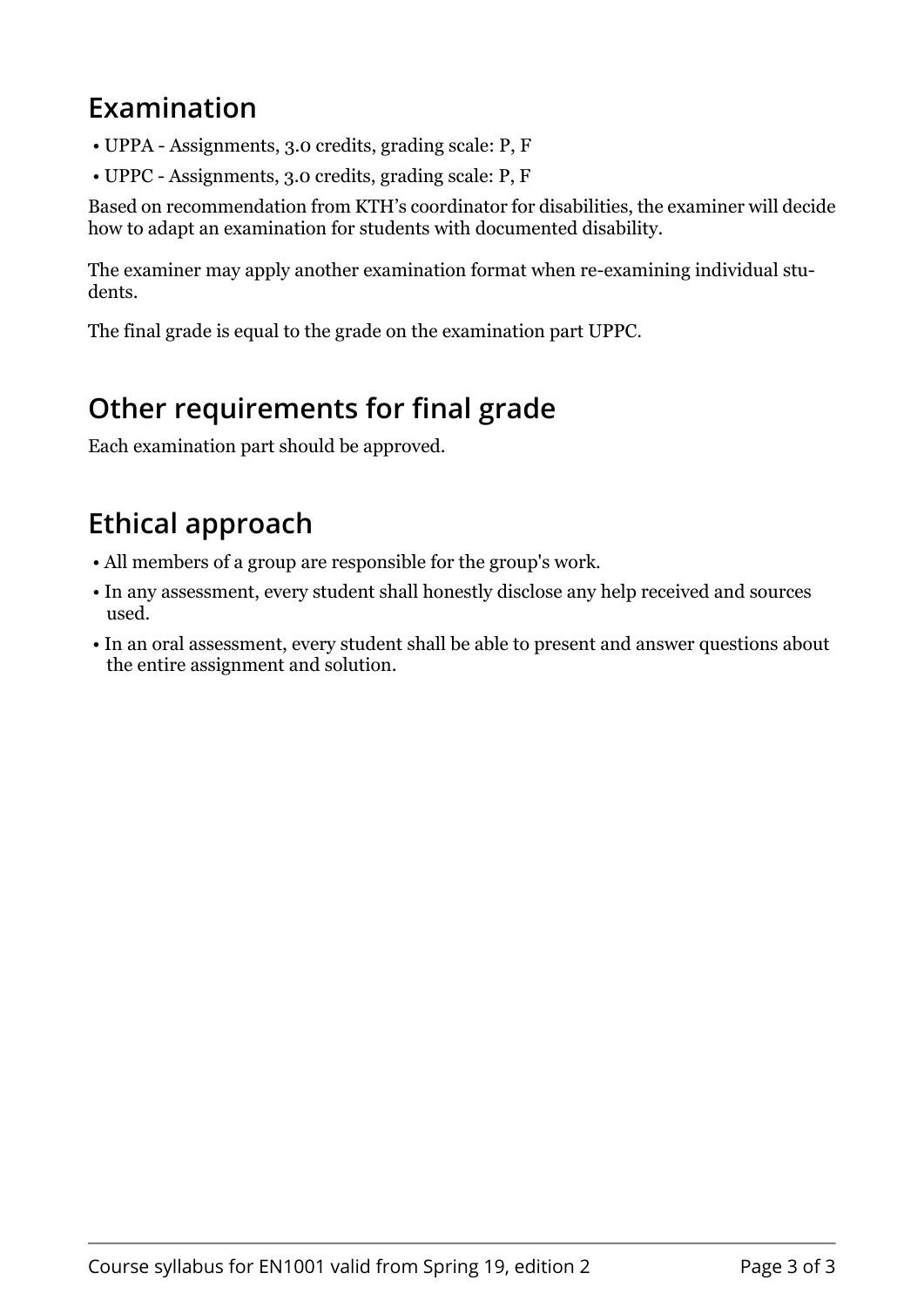## Examination

- UPPA - Assignments, 3.0 credits, grading scale: P, F
- UPPC - Assignments, 3.0 credits, grading scale: P, F

Based on recommendation from KTH's coordinator for disabilities, the examiner will decide how to adapt an examination for students with documented disability.

The examiner may apply another examination format when re-examining individual students.

The final grade is equal to the grade on the examination part UPPC.

## Other requirements for final grade

Each examination part should be approved.

## Ethical approach

- All members of a group are responsible for the group's work.
- In any assessment, every student shall honestly disclose any help received and sources used.
- In an oral assessment, every student shall be able to present and answer questions about the entire assignment and solution.